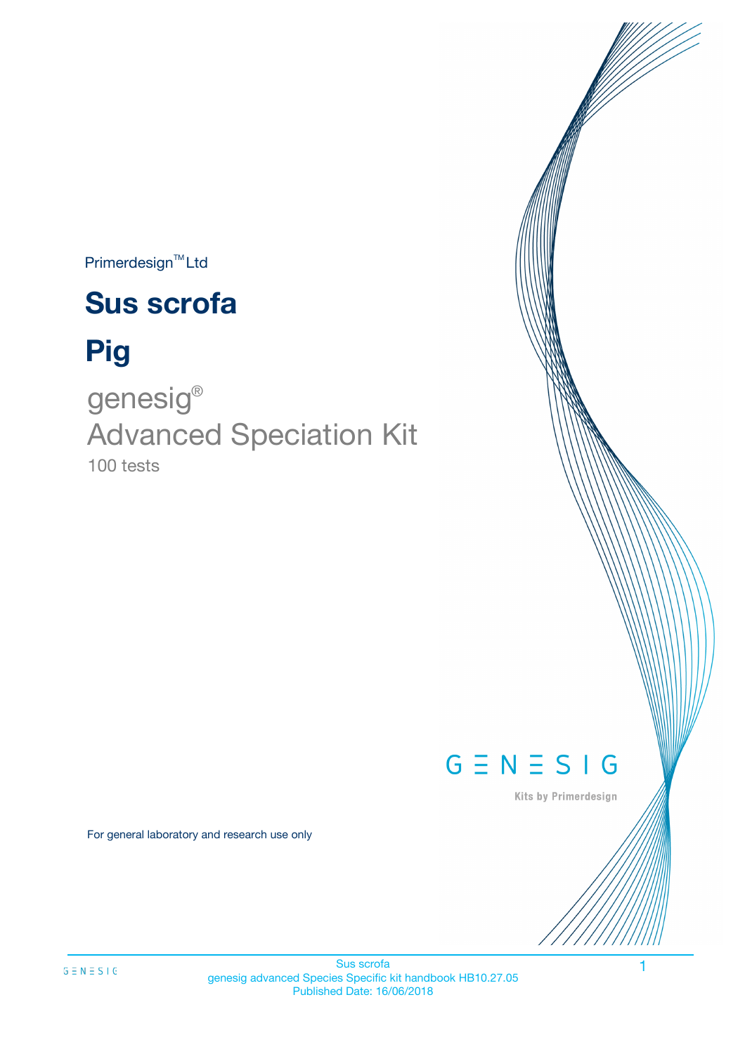Primerdesign™ Ltd

# Sus scrofa

# Pig

genesig®

Advanced Speciation Kit

100 tests

GENESIG

Kits by Primerdesign

For general laboratory and research use only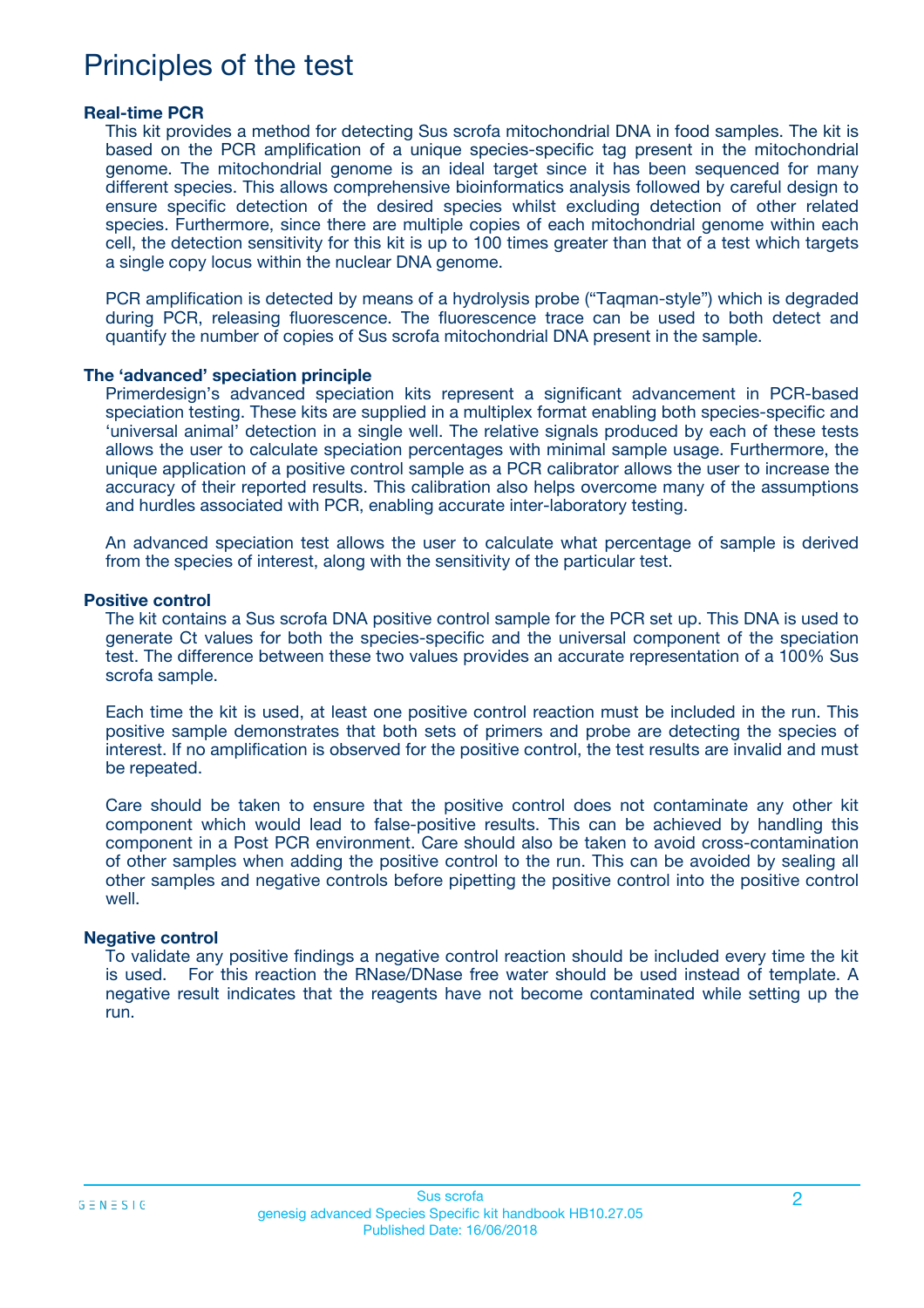# Principles of the test

### Real-time PCR

This kit provides a method for detecting Sus scrofa mitochondrial DNA in food samples. The kit is based on the PCR amplification of a unique species-specific tag present in the mitochondrial genome. The mitochondrial genome is an ideal target since it has been sequenced for many different species. This allows comprehensive bioinformatics analysis followed by careful design to ensure specific detection of the desired species whilst excluding detection of other related species. Furthermore, since there are multiple copies of each mitochondrial genome within each cell, the detection sensitivity for this kit is up to 100 times greater than that of a test which targets a single copy locus within the nuclear DNA genome.

PCR amplification is detected by means of a hydrolysis probe ("Taqman-style") which is degraded during PCR, releasing fluorescence. The fluorescence trace can be used to both detect and quantify the number of copies of Sus scrofa mitochondrial DNA present in the sample.

### The 'advanced' speciation principle

Primerdesign's advanced speciation kits represent a significant advancement in PCR-based speciation testing. These kits are supplied in a multiplex format enabling both species-specific and 'universal animal' detection in a single well. The relative signals produced by each of these tests allows the user to calculate speciation percentages with minimal sample usage. Furthermore, the unique application of a positive control sample as a PCR calibrator allows the user to increase the accuracy of their reported results. This calibration also helps overcome many of the assumptions and hurdles associated with PCR, enabling accurate inter-laboratory testing.

An advanced speciation test allows the user to calculate what percentage of sample is derived from the species of interest, along with the sensitivity of the particular test.

### Positive control

The kit contains a Sus scrofa DNA positive control sample for the PCR set up. This DNA is used to generate Ct values for both the species-specific and the universal component of the speciation test. The difference between these two values provides an accurate representation of a 100% Sus scrofa sample.

Each time the kit is used, at least one positive control reaction must be included in the run. This positive sample demonstrates that both sets of primers and probe are detecting the species of interest. If no amplification is observed for the positive control, the test results are invalid and must be repeated.

Care should be taken to ensure that the positive control does not contaminate any other kit component which would lead to false-positive results. This can be achieved by handling this component in a Post PCR environment. Care should also be taken to avoid cross-contamination of other samples when adding the positive control to the run. This can be avoided by sealing all other samples and negative controls before pipetting the positive control into the positive control well.

### Negative control

To validate any positive findings a negative control reaction should be included every time the kit is used. For this reaction the RNase/DNase free water should be used instead of template. A negative result indicates that the reagents have not become contaminated while setting up the run.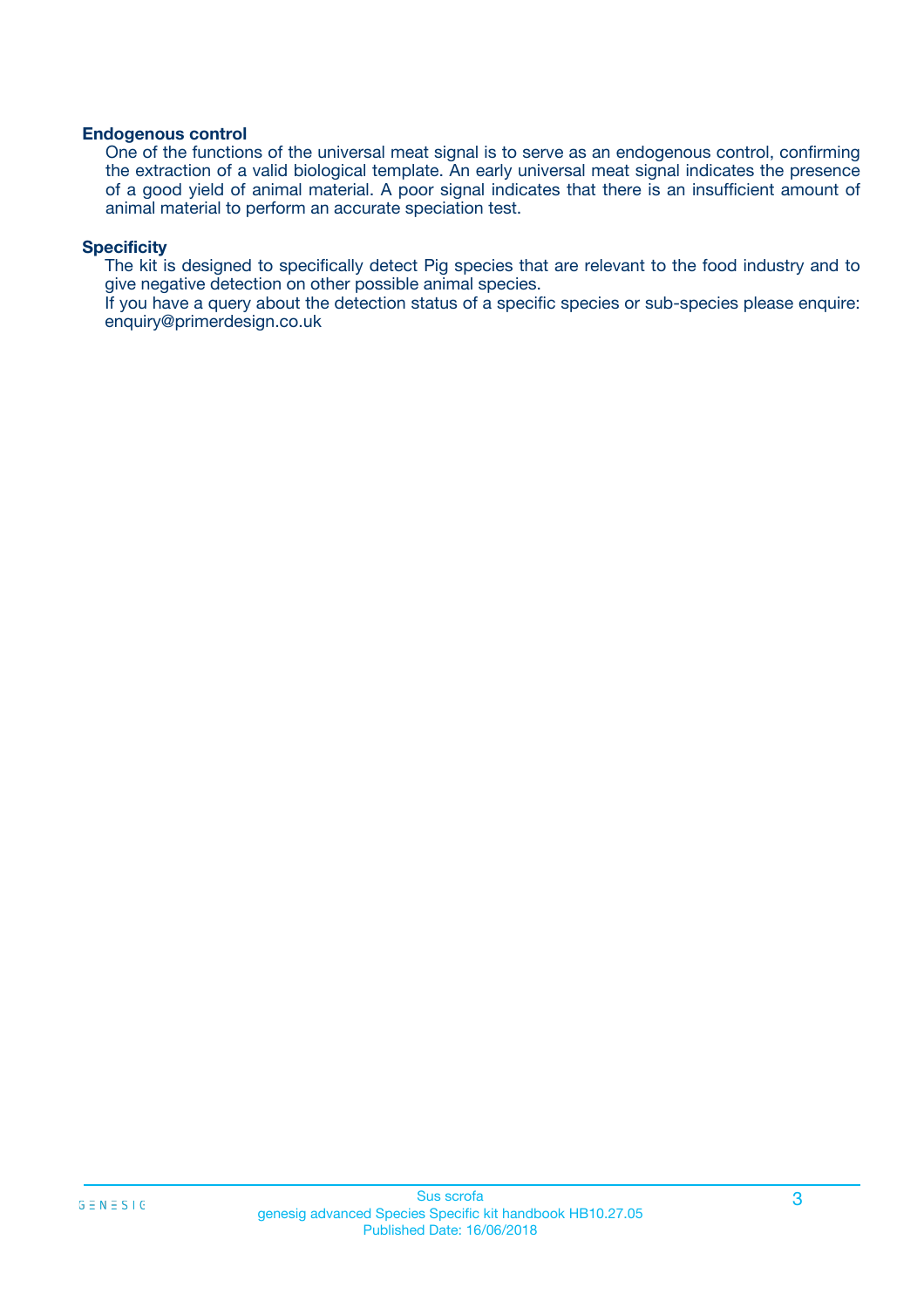**Endogenous control**

One of the functions of the universal meat signal is to serve as an endogenous control, confirming the extraction of a valid biological template. An early universal meat signal indicates the presence of a good yield of animal material. A poor signal indicates that there is an insufficient amount of animal material to perform an accurate speciation test.

**Specificity**

The kit is designed to specifically detect Pig species that are relevant to the food industry and to give negative detection on other possible animal species.

If you have a query about the detection status of a specific species or sub-species please enquire: enquiry@primerdesign.co.uk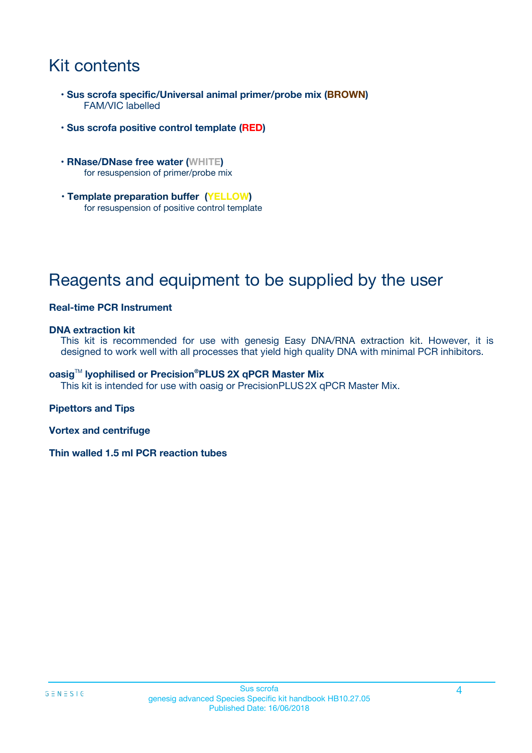# Kit contents

- **Sus scrofa specific/Universal animal primer/probe mix (BROWN)**
  FAM/VIC labelled
- **Sus scrofa positive control template (RED)**
- **RNase/DNase free water (WHITE)**
  for resuspension of primer/probe mix
- **Template preparation buffer (YELLOW)**
  for resuspension of positive control template

# Reagents and equipment to be supplied by the user

**Real-time PCR Instrument**

**DNA extraction kit**
This kit is recommended for use with genesig Easy DNA/RNA extraction kit. However, it is designed to work well with all processes that yield high quality DNA with minimal PCR inhibitors.

**oasig™ lyophilised or Precision®PLUS 2X qPCR Master Mix**
This kit is intended for use with oasig or PrecisionPLUS 2X qPCR Master Mix.

**Pipettors and Tips**

**Vortex and centrifuge**

**Thin walled 1.5 ml PCR reaction tubes**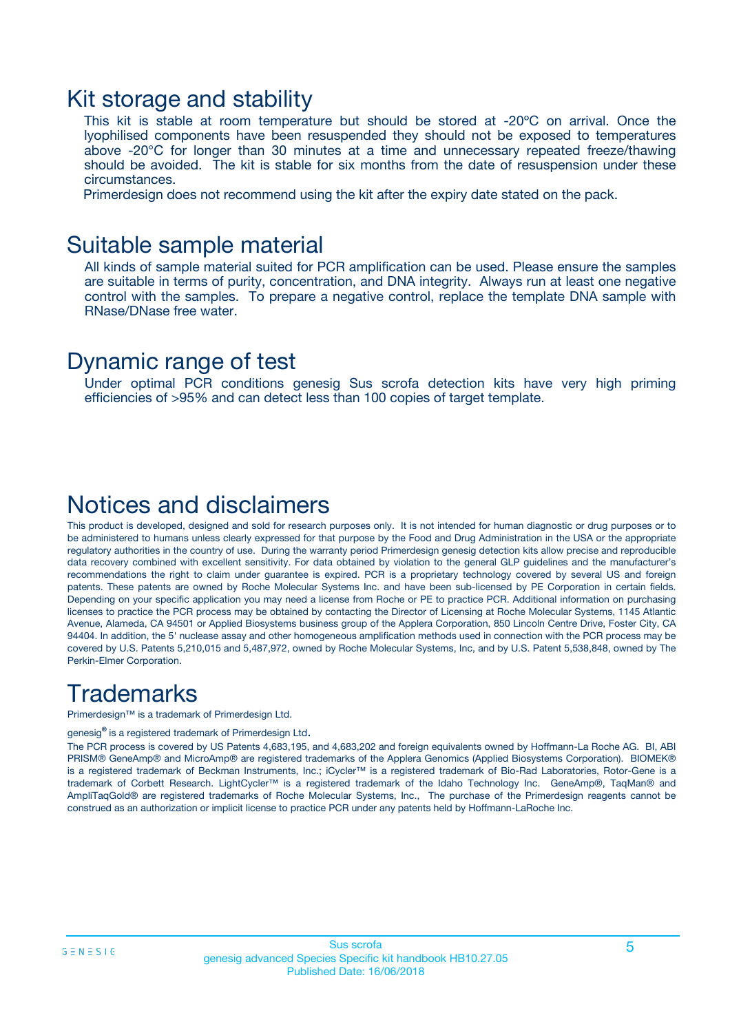# Kit storage and stability

This kit is stable at room temperature but should be stored at -20ºC on arrival. Once the lyophilised components have been resuspended they should not be exposed to temperatures above -20°C for longer than 30 minutes at a time and unnecessary repeated freeze/thawing should be avoided. The kit is stable for six months from the date of resuspension under these circumstances.

Primerdesign does not recommend using the kit after the expiry date stated on the pack.

# Suitable sample material

All kinds of sample material suited for PCR amplification can be used. Please ensure the samples are suitable in terms of purity, concentration, and DNA integrity. Always run at least one negative control with the samples. To prepare a negative control, replace the template DNA sample with RNase/DNase free water.

# Dynamic range of test

Under optimal PCR conditions genesig Sus scrofa detection kits have very high priming efficiencies of >95% and can detect less than 100 copies of target template.

# Notices and disclaimers

This product is developed, designed and sold for research purposes only. It is not intended for human diagnostic or drug purposes or to be administered to humans unless clearly expressed for that purpose by the Food and Drug Administration in the USA or the appropriate regulatory authorities in the country of use. During the warranty period Primerdesign genesig detection kits allow precise and reproducible data recovery combined with excellent sensitivity. For data obtained by violation to the general GLP guidelines and the manufacturer's recommendations the right to claim under guarantee is expired. PCR is a proprietary technology covered by several US and foreign patents. These patents are owned by Roche Molecular Systems Inc. and have been sub-licensed by PE Corporation in certain fields. Depending on your specific application you may need a license from Roche or PE to practice PCR. Additional information on purchasing licenses to practice the PCR process may be obtained by contacting the Director of Licensing at Roche Molecular Systems, 1145 Atlantic Avenue, Alameda, CA 94501 or Applied Biosystems business group of the Applera Corporation, 850 Lincoln Centre Drive, Foster City, CA 94404. In addition, the 5' nuclease assay and other homogeneous amplification methods used in connection with the PCR process may be covered by U.S. Patents 5,210,015 and 5,487,972, owned by Roche Molecular Systems, Inc, and by U.S. Patent 5,538,848, owned by The Perkin-Elmer Corporation.

# Trademarks

Primerdesign™ is a trademark of Primerdesign Ltd.

genesig® is a registered trademark of Primerdesign Ltd.

The PCR process is covered by US Patents 4,683,195, and 4,683,202 and foreign equivalents owned by Hoffmann-La Roche AG. BI, ABI PRISM® GeneAmp® and MicroAmp® are registered trademarks of the Applera Genomics (Applied Biosystems Corporation). BIOMEK® is a registered trademark of Beckman Instruments, Inc.; iCycler™ is a registered trademark of Bio-Rad Laboratories, Rotor-Gene is a trademark of Corbett Research. LightCycler™ is a registered trademark of the Idaho Technology Inc. GeneAmp®, TaqMan® and AmpliTaqGold® are registered trademarks of Roche Molecular Systems, Inc., The purchase of the Primerdesign reagents cannot be construed as an authorization or implicit license to practice PCR under any patents held by Hoffmann-LaRoche Inc.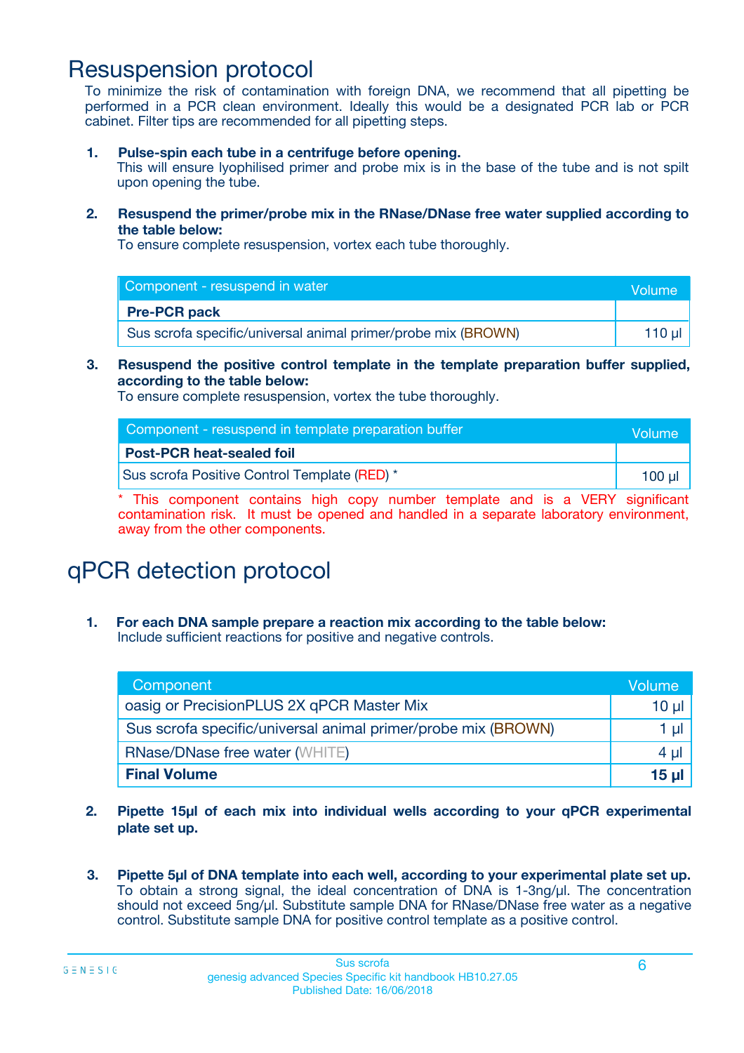# Resuspension protocol

To minimize the risk of contamination with foreign DNA, we recommend that all pipetting be performed in a PCR clean environment. Ideally this would be a designated PCR lab or PCR cabinet. Filter tips are recommended for all pipetting steps.

1. **Pulse-spin each tube in a centrifuge before opening.**
   This will ensure lyophilised primer and probe mix is in the base of the tube and is not spilt upon opening the tube.

2. **Resuspend the primer/probe mix in the RNase/DNase free water supplied according to the table below:**
   To ensure complete resuspension, vortex each tube thoroughly.

| Component - resuspend in water | Volume |
|---|---|
| **Pre-PCR pack** | |
| Sus scrofa specific/universal animal primer/probe mix (BROWN) | 110 µl |

3. **Resuspend the positive control template in the template preparation buffer supplied, according to the table below:**
   To ensure complete resuspension, vortex the tube thoroughly.

| Component - resuspend in template preparation buffer | Volume |
|---|---|
| **Post-PCR heat-sealed foil** | |
| Sus scrofa Positive Control Template (RED) * | 100 µl |

* This component contains high copy number template and is a VERY significant contamination risk. It must be opened and handled in a separate laboratory environment, away from the other components.

# qPCR detection protocol

1. **For each DNA sample prepare a reaction mix according to the table below:**
   Include sufficient reactions for positive and negative controls.

| Component | Volume |
|---|---|
| oasig or PrecisionPLUS 2X qPCR Master Mix | 10 µl |
| Sus scrofa specific/universal animal primer/probe mix (BROWN) | 1 µl |
| RNase/DNase free water (WHITE) | 4 µl |
| **Final Volume** | **15 µl** |

2. **Pipette 15µl of each mix into individual wells according to your qPCR experimental plate set up.**

3. **Pipette 5µl of DNA template into each well, according to your experimental plate set up.**
   To obtain a strong signal, the ideal concentration of DNA is 1-3ng/µl. The concentration should not exceed 5ng/µl. Substitute sample DNA for RNase/DNase free water as a negative control. Substitute sample DNA for positive control template as a positive control.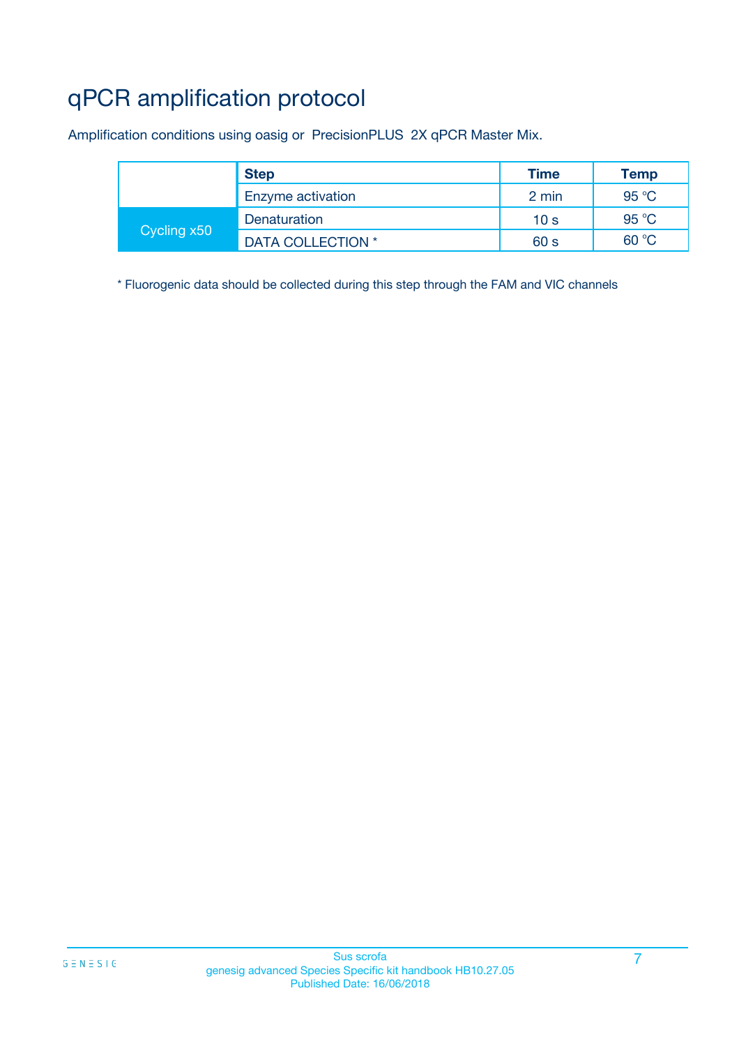# qPCR amplification protocol

Amplification conditions using oasig or PrecisionPLUS 2X qPCR Master Mix.

| | Step | Time | Temp |
|---|---|---|---|
| | Enzyme activation | 2 min | 95 °C |
| Cycling x50 | Denaturation | 10 s | 95 °C |
| | DATA COLLECTION * | 60 s | 60 °C |

* Fluorogenic data should be collected during this step through the FAM and VIC channels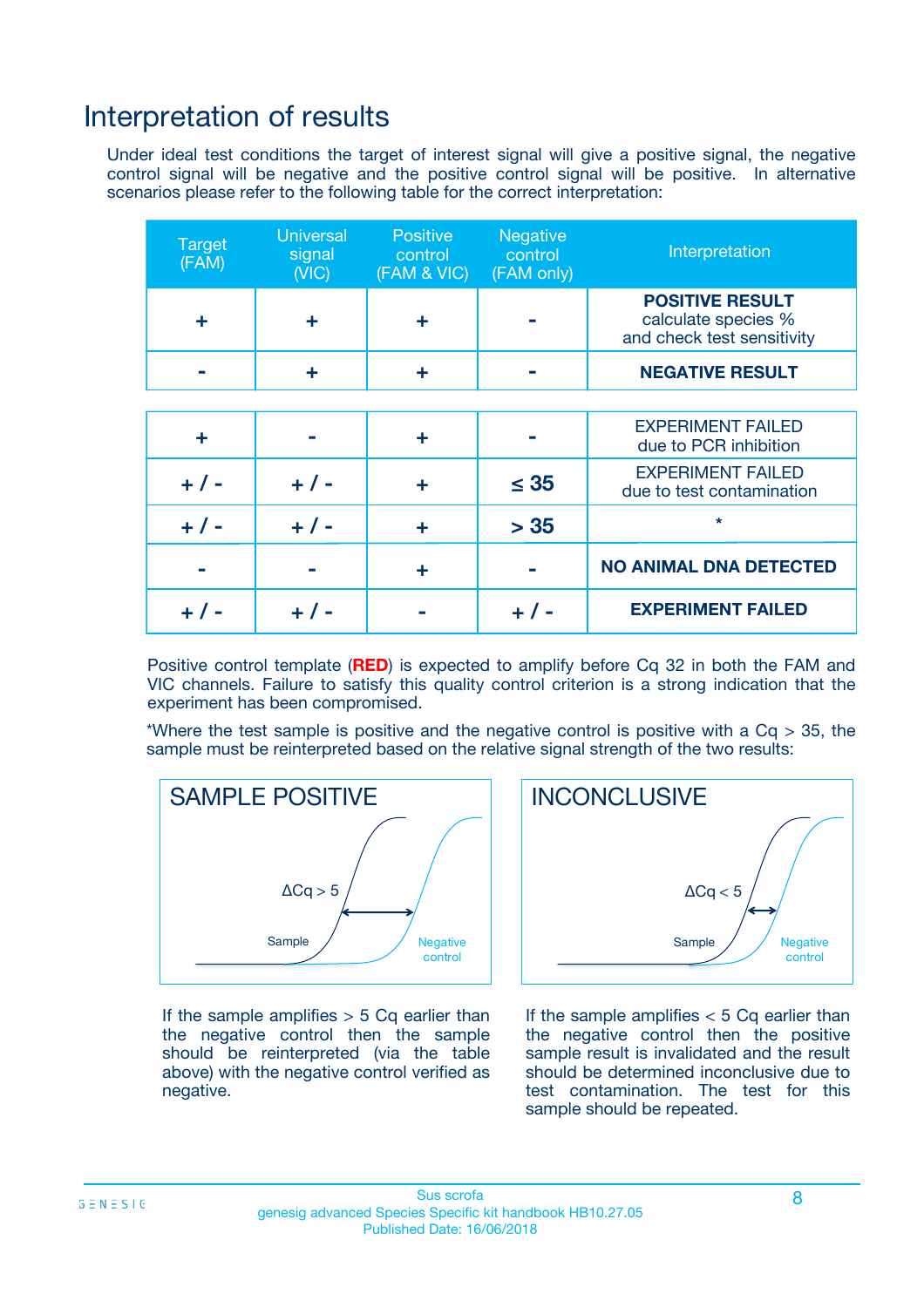# Interpretation of results

Under ideal test conditions the target of interest signal will give a positive signal, the negative control signal will be negative and the positive control signal will be positive. In alternative scenarios please refer to the following table for the correct interpretation:

| Target (FAM) | Universal signal (VIC) | Positive control (FAM & VIC) | Negative control (FAM only) | Interpretation |
|---|---|---|---|---|
| + | + | + | - | **POSITIVE RESULT** calculate species % and check test sensitivity |
| - | + | + | - | **NEGATIVE RESULT** |
| + | - | + | - | EXPERIMENT FAILED due to PCR inhibition |
| + / - | + / - | + | ≤ 35 | EXPERIMENT FAILED due to test contamination |
| + / - | + / - | + | > 35 | * |
| - | - | + | - | **NO ANIMAL DNA DETECTED** |
| + / - | + / - | - | + / - | **EXPERIMENT FAILED** |

Positive control template (**RED**) is expected to amplify before Cq 32 in both the FAM and VIC channels. Failure to satisfy this quality control criterion is a strong indication that the experiment has been compromised.

*Where the test sample is positive and the negative control is positive with a Cq > 35, the sample must be reinterpreted based on the relative signal strength of the two results:

**SAMPLE POSITIVE** ($\Delta Cq > 5$; Sample; Negative control)

If the sample amplifies > 5 Cq earlier than the negative control then the sample should be reinterpreted (via the table above) with the negative control verified as negative.

**INCONCLUSIVE** ($\Delta Cq < 5$; Sample; Negative control)

If the sample amplifies < 5 Cq earlier than the negative control then the positive sample result is invalidated and the result should be determined inconclusive due to test contamination. The test for this sample should be repeated.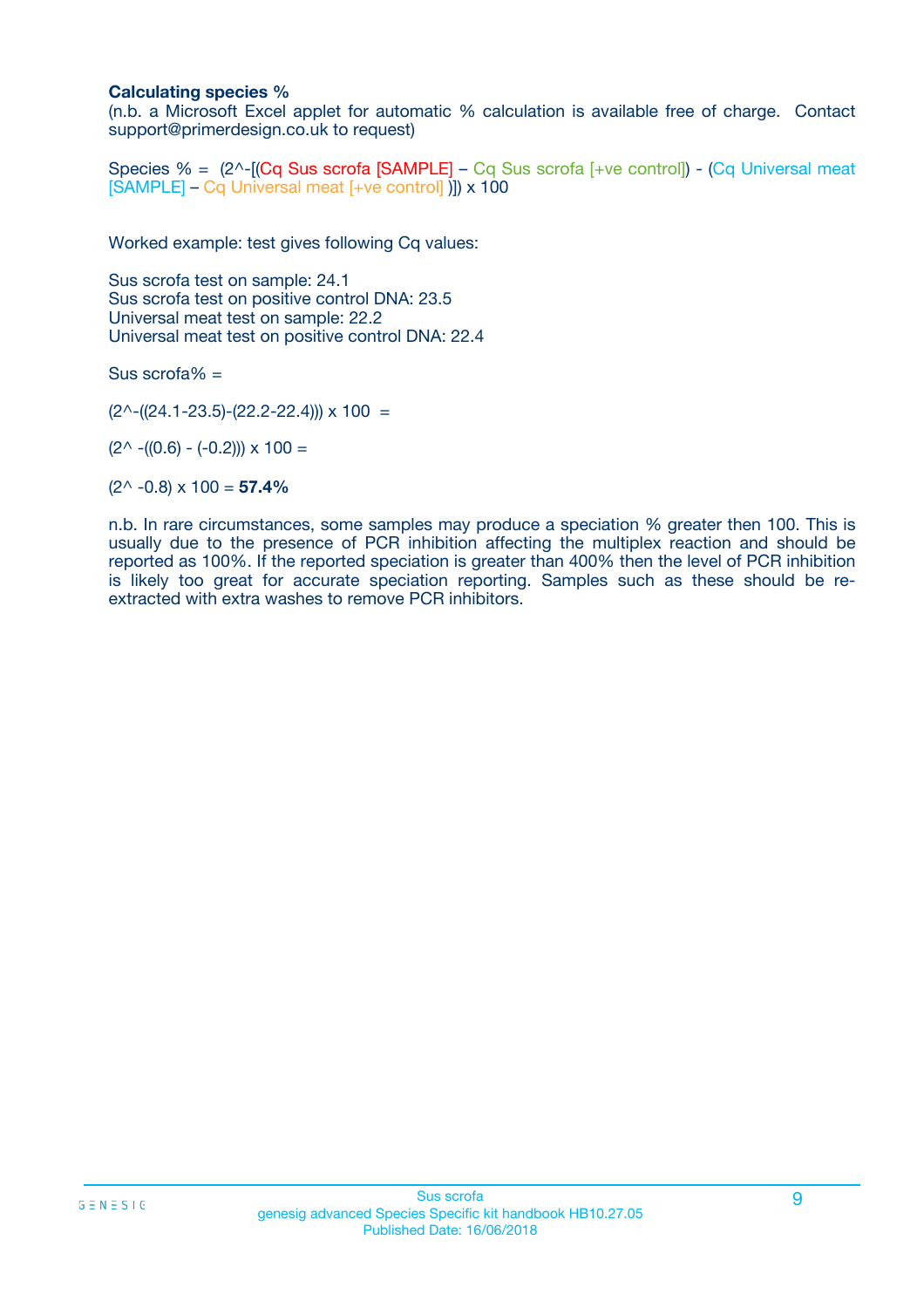**Calculating species %**

(n.b. a Microsoft Excel applet for automatic % calculation is available free of charge. Contact support@primerdesign.co.uk to request)

Species % = (2^-[(Cq Sus scrofa [SAMPLE] – Cq Sus scrofa [+ve control]) - (Cq Universal meat [SAMPLE] – Cq Universal meat [+ve control] )]) x 100

Worked example: test gives following Cq values:

Sus scrofa test on sample: 24.1
Sus scrofa test on positive control DNA: 23.5
Universal meat test on sample: 22.2
Universal meat test on positive control DNA: 22.4

Sus scrofa% =

(2^-((24.1-23.5)-(22.2-22.4))) x 100 =

(2^ -((0.6) - (-0.2))) x 100 =

(2^ -0.8) x 100 = **57.4%**

n.b. In rare circumstances, some samples may produce a speciation % greater then 100. This is usually due to the presence of PCR inhibition affecting the multiplex reaction and should be reported as 100%. If the reported speciation is greater than 400% then the level of PCR inhibition is likely too great for accurate speciation reporting. Samples such as these should be re-extracted with extra washes to remove PCR inhibitors.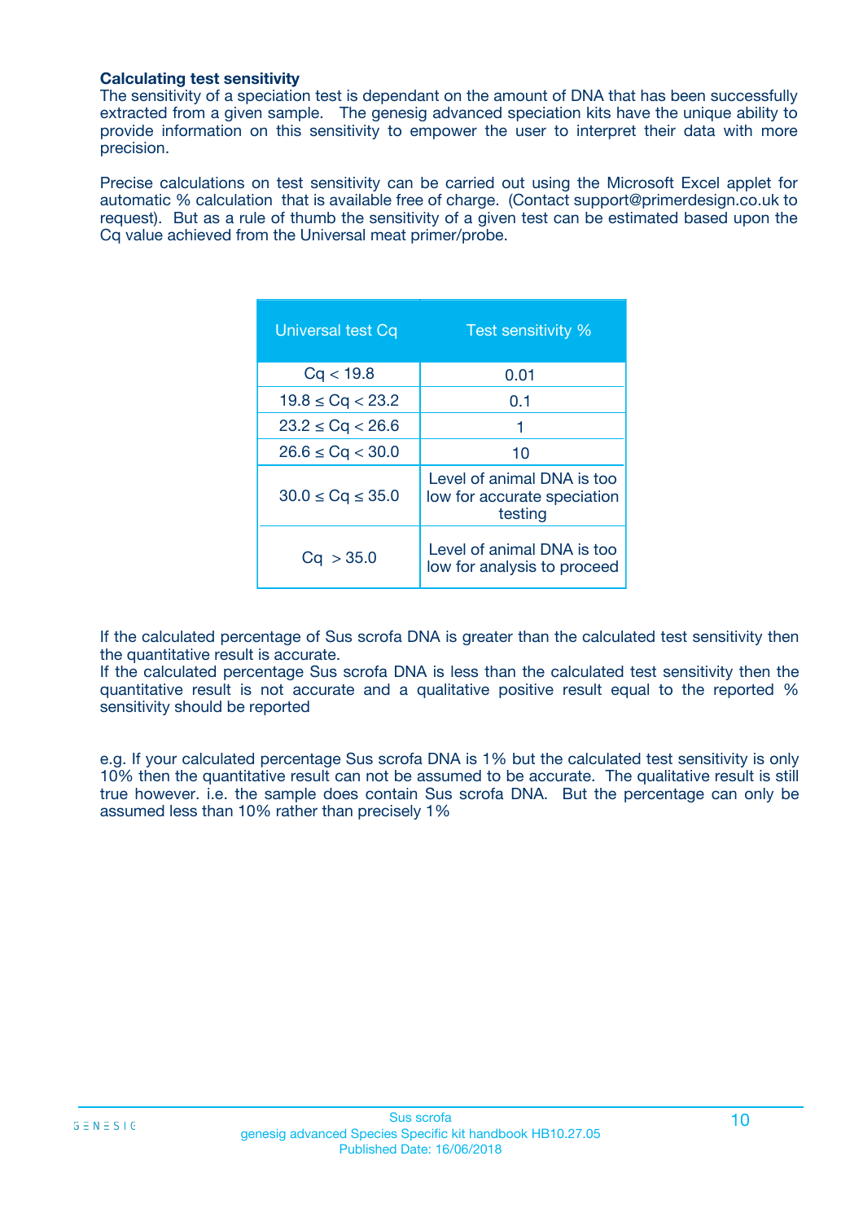### Calculating test sensitivity

The sensitivity of a speciation test is dependant on the amount of DNA that has been successfully extracted from a given sample. The genesig advanced speciation kits have the unique ability to provide information on this sensitivity to empower the user to interpret their data with more precision.

Precise calculations on test sensitivity can be carried out using the Microsoft Excel applet for automatic % calculation that is available free of charge. (Contact support@primerdesign.co.uk to request). But as a rule of thumb the sensitivity of a given test can be estimated based upon the Cq value achieved from the Universal meat primer/probe.

| Universal test Cq | Test sensitivity % |
|---|---|
| Cq < 19.8 | 0.01 |
| 19.8 ≤ Cq < 23.2 | 0.1 |
| 23.2 ≤ Cq < 26.6 | 1 |
| 26.6 ≤ Cq < 30.0 | 10 |
| 30.0 ≤ Cq ≤ 35.0 | Level of animal DNA is too low for accurate speciation testing |
| Cq > 35.0 | Level of animal DNA is too low for analysis to proceed |

If the calculated percentage of Sus scrofa DNA is greater than the calculated test sensitivity then the quantitative result is accurate.
If the calculated percentage Sus scrofa DNA is less than the calculated test sensitivity then the quantitative result is not accurate and a qualitative positive result equal to the reported % sensitivity should be reported

e.g. If your calculated percentage Sus scrofa DNA is 1% but the calculated test sensitivity is only 10% then the quantitative result can not be assumed to be accurate. The qualitative result is still true however. i.e. the sample does contain Sus scrofa DNA. But the percentage can only be assumed less than 10% rather than precisely 1%